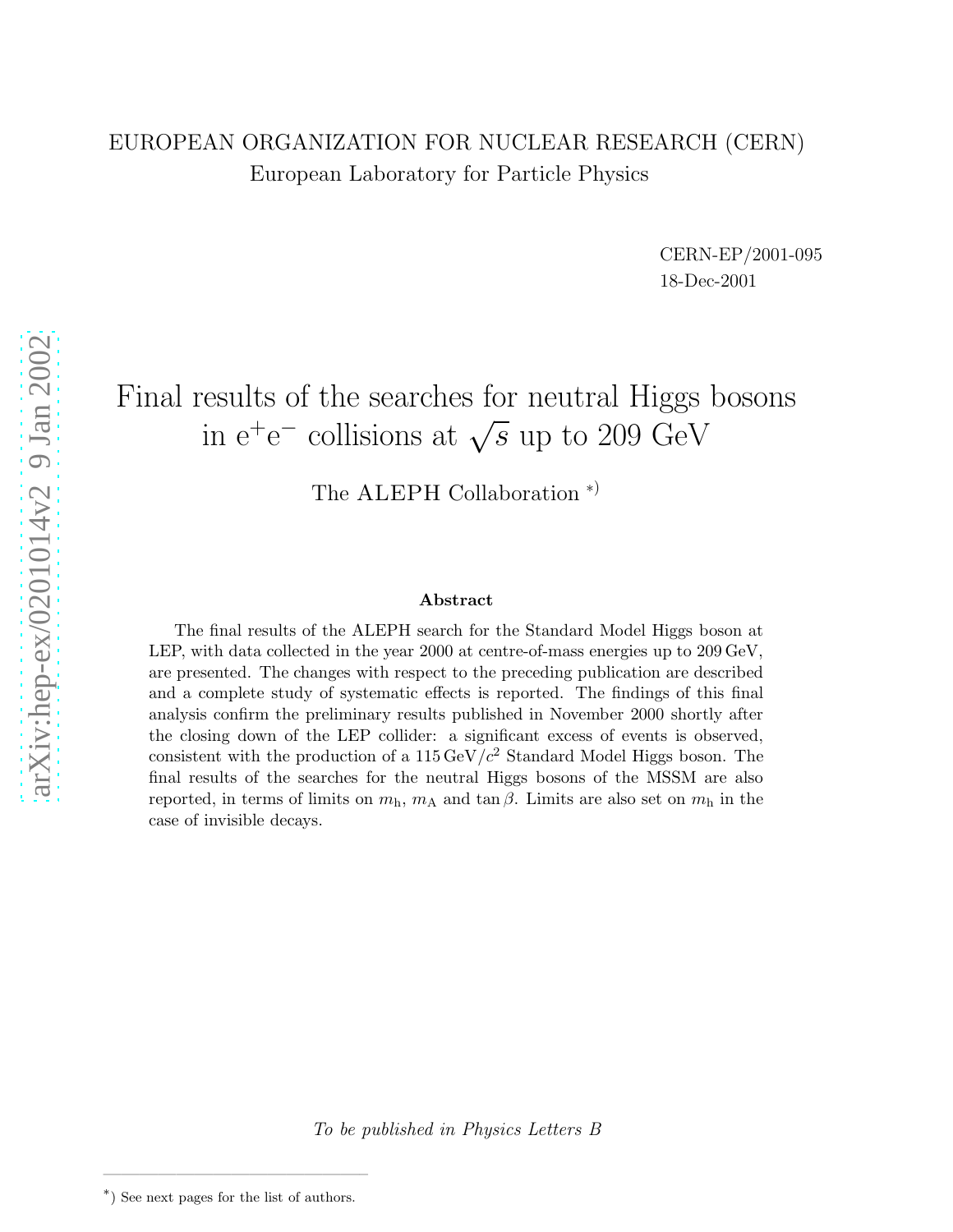EUROPEAN ORGANIZATION FOR NUCLEAR RESEARCH (CERN)
European Laboratory for Particle Physics

CERN-EP/2001-095
18-Dec-2001

# Final results of the searches for neutral Higgs bosons in $e^+e^-$ collisions at $\sqrt{s}$ up to 209 GeV

The ALEPH Collaboration *)

### Abstract

The final results of the ALEPH search for the Standard Model Higgs boson at LEP, with data collected in the year 2000 at centre-of-mass energies up to 209 GeV, are presented. The changes with respect to the preceding publication are described and a complete study of systematic effects is reported. The findings of this final analysis confirm the preliminary results published in November 2000 shortly after the closing down of the LEP collider: a significant excess of events is observed, consistent with the production of a $115\,\mathrm{GeV}/c^2$ Standard Model Higgs boson. The final results of the searches for the neutral Higgs bosons of the MSSM are also reported, in terms of limits on $m_h$, $m_A$ and $\tan\beta$. Limits are also set on $m_h$ in the case of invisible decays.

*To be published in Physics Letters B*

*) See next pages for the list of authors.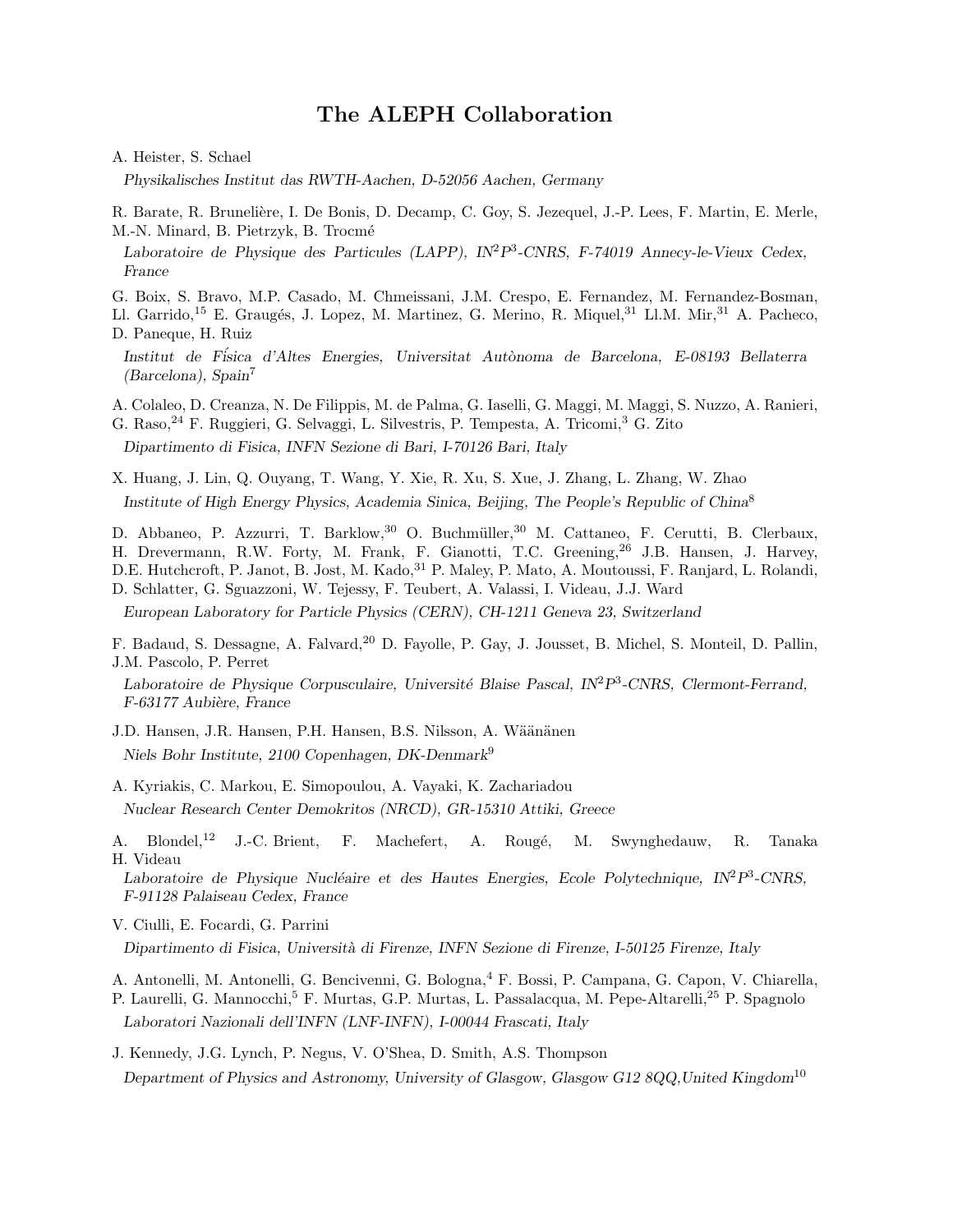# The ALEPH Collaboration

A. Heister, S. Schael

*Physikalisches Institut das RWTH-Aachen, D-52056 Aachen, Germany*

R. Barate, R. Brunelière, I. De Bonis, D. Decamp, C. Goy, S. Jezequel, J.-P. Lees, F. Martin, E. Merle, M.-N. Minard, B. Pietrzyk, B. Trocmé

*Laboratoire de Physique des Particules (LAPP), IN$^2$P$^3$-CNRS, F-74019 Annecy-le-Vieux Cedex, France*

G. Boix, S. Bravo, M.P. Casado, M. Chmeissani, J.M. Crespo, E. Fernandez, M. Fernandez-Bosman, Ll. Garrido,[15] E. Graugés, J. Lopez, M. Martinez, G. Merino, R. Miquel,[31] Ll.M. Mir,[31] A. Pacheco, D. Paneque, H. Ruiz

*Institut de Física d'Altes Energies, Universitat Autònoma de Barcelona, E-08193 Bellaterra (Barcelona), Spain*[7]

A. Colaleo, D. Creanza, N. De Filippis, M. de Palma, G. Iaselli, G. Maggi, M. Maggi, S. Nuzzo, A. Ranieri, G. Raso,[24] F. Ruggieri, G. Selvaggi, L. Silvestris, P. Tempesta, A. Tricomi,[3] G. Zito

*Dipartimento di Fisica, INFN Sezione di Bari, I-70126 Bari, Italy*

X. Huang, J. Lin, Q. Ouyang, T. Wang, Y. Xie, R. Xu, S. Xue, J. Zhang, L. Zhang, W. Zhao

*Institute of High Energy Physics, Academia Sinica, Beijing, The People's Republic of China*[8]

D. Abbaneo, P. Azzurri, T. Barklow,[30] O. Buchmüller,[30] M. Cattaneo, F. Cerutti, B. Clerbaux, H. Drevermann, R.W. Forty, M. Frank, F. Gianotti, T.C. Greening,[26] J.B. Hansen, J. Harvey, D.E. Hutchcroft, P. Janot, B. Jost, M. Kado,[31] P. Maley, P. Mato, A. Moutoussi, F. Ranjard, L. Rolandi, D. Schlatter, G. Sguazzoni, W. Tejessy, F. Teubert, A. Valassi, I. Videau, J.J. Ward

*European Laboratory for Particle Physics (CERN), CH-1211 Geneva 23, Switzerland*

F. Badaud, S. Dessagne, A. Falvard,[20] D. Fayolle, P. Gay, J. Jousset, B. Michel, S. Monteil, D. Pallin, J.M. Pascolo, P. Perret

*Laboratoire de Physique Corpusculaire, Université Blaise Pascal, IN$^2$P$^3$-CNRS, Clermont-Ferrand, F-63177 Aubière, France*

J.D. Hansen, J.R. Hansen, P.H. Hansen, B.S. Nilsson, A. Wäänänen

*Niels Bohr Institute, 2100 Copenhagen, DK-Denmark*[9]

A. Kyriakis, C. Markou, E. Simopoulou, A. Vayaki, K. Zachariadou

*Nuclear Research Center Demokritos (NRCD), GR-15310 Attiki, Greece*

A. Blondel,[12] J.-C. Brient, F. Machefert, A. Rougé, M. Swynghedauw, R. Tanaka H. Videau

*Laboratoire de Physique Nucléaire et des Hautes Energies, Ecole Polytechnique, IN$^2$P$^3$-CNRS, F-91128 Palaiseau Cedex, France*

V. Ciulli, E. Focardi, G. Parrini

*Dipartimento di Fisica, Università di Firenze, INFN Sezione di Firenze, I-50125 Firenze, Italy*

A. Antonelli, M. Antonelli, G. Bencivenni, G. Bologna,[4] F. Bossi, P. Campana, G. Capon, V. Chiarella, P. Laurelli, G. Mannocchi,[5] F. Murtas, G.P. Murtas, L. Passalacqua, M. Pepe-Altarelli,[25] P. Spagnolo

*Laboratori Nazionali dell'INFN (LNF-INFN), I-00044 Frascati, Italy*

J. Kennedy, J.G. Lynch, P. Negus, V. O'Shea, D. Smith, A.S. Thompson

*Department of Physics and Astronomy, University of Glasgow, Glasgow G12 8QQ,United Kingdom*[10]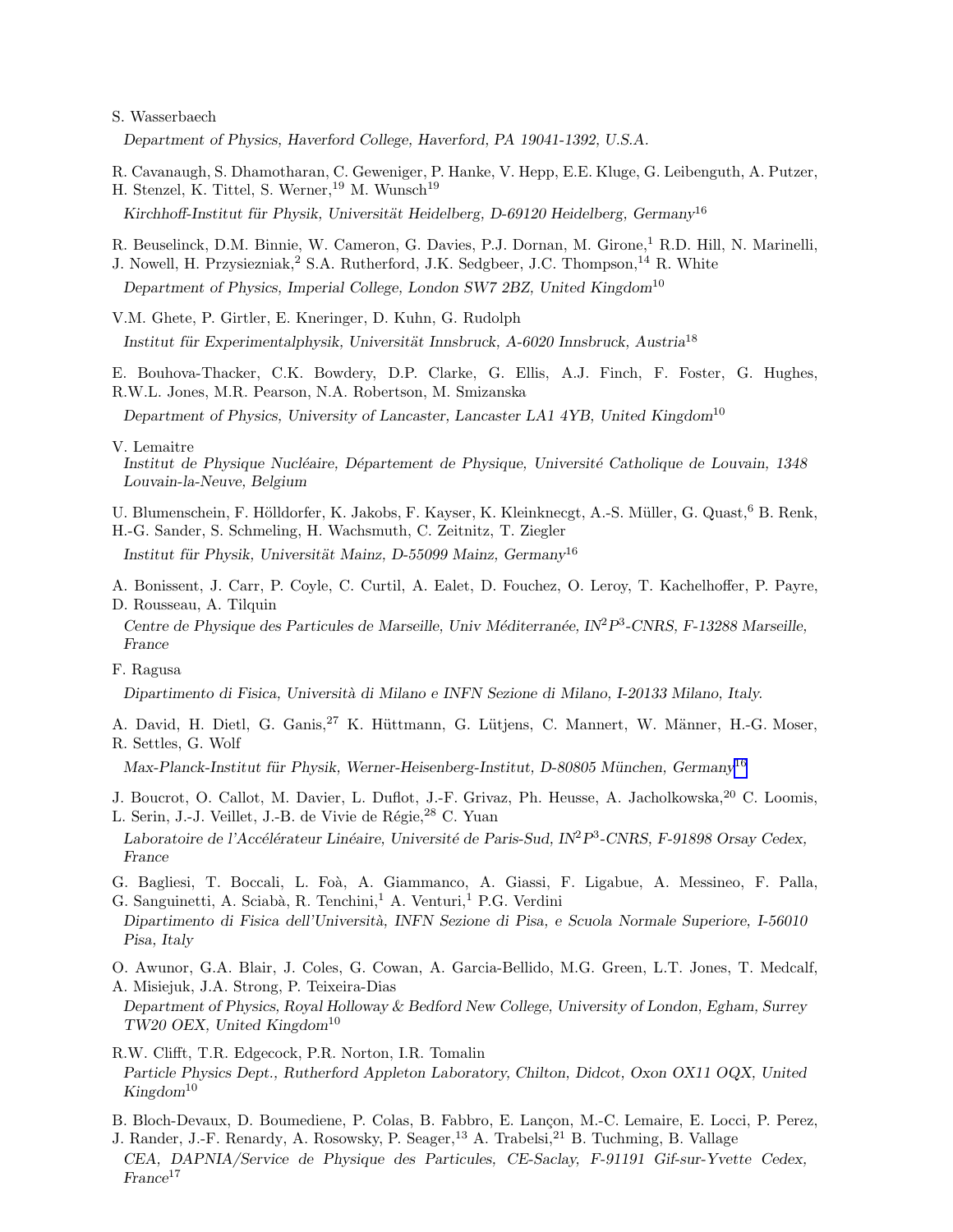S. Wasserbaech

*Department of Physics, Haverford College, Haverford, PA 19041-1392, U.S.A.*

R. Cavanaugh, S. Dhamotharan, C. Geweniger, P. Hanke, V. Hepp, E.E. Kluge, G. Leibenguth, A. Putzer, H. Stenzel, K. Tittel, S. Werner,[19] M. Wunsch[19]

*Kirchhoff-Institut für Physik, Universität Heidelberg, D-69120 Heidelberg, Germany*[16]

R. Beuselinck, D.M. Binnie, W. Cameron, G. Davies, P.J. Dornan, M. Girone,[1] R.D. Hill, N. Marinelli, J. Nowell, H. Przysiezniak,[2] S.A. Rutherford, J.K. Sedgbeer, J.C. Thompson,[14] R. White

*Department of Physics, Imperial College, London SW7 2BZ, United Kingdom*[10]

V.M. Ghete, P. Girtler, E. Kneringer, D. Kuhn, G. Rudolph

*Institut für Experimentalphysik, Universität Innsbruck, A-6020 Innsbruck, Austria*[18]

E. Bouhova-Thacker, C.K. Bowdery, D.P. Clarke, G. Ellis, A.J. Finch, F. Foster, G. Hughes, R.W.L. Jones, M.R. Pearson, N.A. Robertson, M. Smizanska

*Department of Physics, University of Lancaster, Lancaster LA1 4YB, United Kingdom*[10]

V. Lemaitre

*Institut de Physique Nucléaire, Département de Physique, Université Catholique de Louvain, 1348 Louvain-la-Neuve, Belgium*

U. Blumenschein, F. Hölldorfer, K. Jakobs, F. Kayser, K. Kleinknecgt, A.-S. Müller, G. Quast,[6] B. Renk, H.-G. Sander, S. Schmeling, H. Wachsmuth, C. Zeitnitz, T. Ziegler

*Institut für Physik, Universität Mainz, D-55099 Mainz, Germany*[16]

A. Bonissent, J. Carr, P. Coyle, C. Curtil, A. Ealet, D. Fouchez, O. Leroy, T. Kachelhoffer, P. Payre, D. Rousseau, A. Tilquin

*Centre de Physique des Particules de Marseille, Univ Méditerranée, IN$^2$P$^3$-CNRS, F-13288 Marseille, France*

F. Ragusa

*Dipartimento di Fisica, Università di Milano e INFN Sezione di Milano, I-20133 Milano, Italy.*

A. David, H. Dietl, G. Ganis,[27] K. Hüttmann, G. Lütjens, C. Mannert, W. Männer, H.-G. Moser, R. Settles, G. Wolf

*Max-Planck-Institut für Physik, Werner-Heisenberg-Institut, D-80805 München, Germany*[16]

J. Boucrot, O. Callot, M. Davier, L. Duflot, J.-F. Grivaz, Ph. Heusse, A. Jacholkowska,[20] C. Loomis, L. Serin, J.-J. Veillet, J.-B. de Vivie de Régie,[28] C. Yuan

*Laboratoire de l'Accélérateur Linéaire, Université de Paris-Sud, IN$^2$P$^3$-CNRS, F-91898 Orsay Cedex, France*

G. Bagliesi, T. Boccali, L. Foà, A. Giammanco, A. Giassi, F. Ligabue, A. Messineo, F. Palla, G. Sanguinetti, A. Sciabà, R. Tenchini,[1] A. Venturi,[1] P.G. Verdini

*Dipartimento di Fisica dell'Università, INFN Sezione di Pisa, e Scuola Normale Superiore, I-56010 Pisa, Italy*

O. Awunor, G.A. Blair, J. Coles, G. Cowan, A. Garcia-Bellido, M.G. Green, L.T. Jones, T. Medcalf, A. Misiejuk, J.A. Strong, P. Teixeira-Dias

*Department of Physics, Royal Holloway & Bedford New College, University of London, Egham, Surrey TW20 OEX, United Kingdom*[10]

R.W. Clifft, T.R. Edgecock, P.R. Norton, I.R. Tomalin

*Particle Physics Dept., Rutherford Appleton Laboratory, Chilton, Didcot, Oxon OX11 OQX, United Kingdom*[10]

B. Bloch-Devaux, D. Boumediene, P. Colas, B. Fabbro, E. Lançon, M.-C. Lemaire, E. Locci, P. Perez, J. Rander, J.-F. Renardy, A. Rosowsky, P. Seager,[13] A. Trabelsi,[21] B. Tuchming, B. Vallage

*CEA, DAPNIA/Service de Physique des Particules, CE-Saclay, F-91191 Gif-sur-Yvette Cedex, France*[17]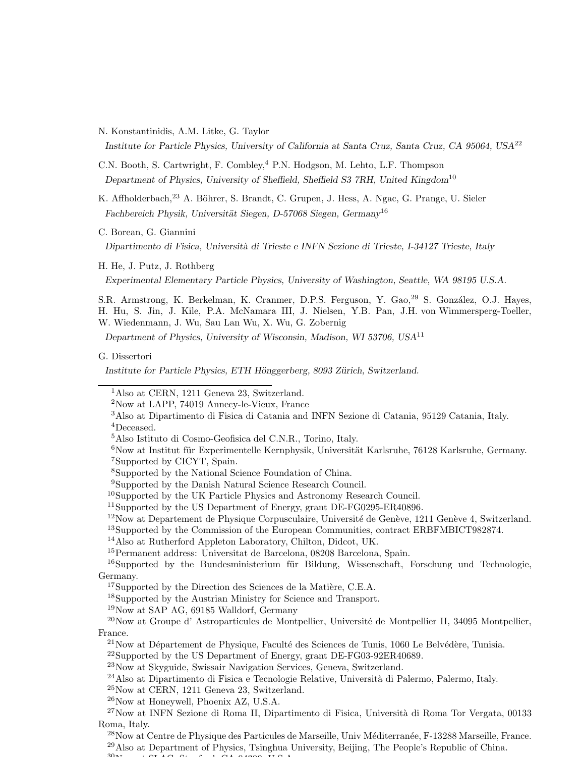N. Konstantinidis, A.M. Litke, G. Taylor

*Institute for Particle Physics, University of California at Santa Cruz, Santa Cruz, CA 95064, USA*[22]

C.N. Booth, S. Cartwright, F. Combley,[4] P.N. Hodgson, M. Lehto, L.F. Thompson

*Department of Physics, University of Sheffield, Sheffield S3 7RH, United Kingdom*[10]

K. Affholderbach,[23] A. Böhrer, S. Brandt, C. Grupen, J. Hess, A. Ngac, G. Prange, U. Sieler

*Fachbereich Physik, Universität Siegen, D-57068 Siegen, Germany*[16]

C. Borean, G. Giannini

*Dipartimento di Fisica, Università di Trieste e INFN Sezione di Trieste, I-34127 Trieste, Italy*

H. He, J. Putz, J. Rothberg

*Experimental Elementary Particle Physics, University of Washington, Seattle, WA 98195 U.S.A.*

S.R. Armstrong, K. Berkelman, K. Cranmer, D.P.S. Ferguson, Y. Gao,[29] S. González, O.J. Hayes, H. Hu, S. Jin, J. Kile, P.A. McNamara III, J. Nielsen, Y.B. Pan, J.H. von Wimmersperg-Toeller, W. Wiedenmann, J. Wu, Sau Lan Wu, X. Wu, G. Zobernig

*Department of Physics, University of Wisconsin, Madison, WI 53706, USA*[11]

G. Dissertori

*Institute for Particle Physics, ETH Hönggerberg, 8093 Zürich, Switzerland.*

---

[1] Also at CERN, 1211 Geneva 23, Switzerland.

[2] Now at LAPP, 74019 Annecy-le-Vieux, France

[3] Also at Dipartimento di Fisica di Catania and INFN Sezione di Catania, 95129 Catania, Italy.

[4] Deceased.

[5] Also Istituto di Cosmo-Geofisica del C.N.R., Torino, Italy.

[6] Now at Institut für Experimentelle Kernphysik, Universität Karlsruhe, 76128 Karlsruhe, Germany.

[7] Supported by CICYT, Spain.

[8] Supported by the National Science Foundation of China.

[9] Supported by the Danish Natural Science Research Council.

[10] Supported by the UK Particle Physics and Astronomy Research Council.

[11] Supported by the US Department of Energy, grant DE-FG0295-ER40896.

[12] Now at Departement de Physique Corpusculaire, Université de Genève, 1211 Genève 4, Switzerland.

[13] Supported by the Commission of the European Communities, contract ERBFMBICT982874.

[14] Also at Rutherford Appleton Laboratory, Chilton, Didcot, UK.

[15] Permanent address: Universitat de Barcelona, 08208 Barcelona, Spain.

[16] Supported by the Bundesministerium für Bildung, Wissenschaft, Forschung und Technologie, Germany.

[17] Supported by the Direction des Sciences de la Matière, C.E.A.

[18] Supported by the Austrian Ministry for Science and Transport.

[19] Now at SAP AG, 69185 Walldorf, Germany

[20] Now at Groupe d' Astroparticules de Montpellier, Université de Montpellier II, 34095 Montpellier, France.

[21] Now at Département de Physique, Faculté des Sciences de Tunis, 1060 Le Belvédère, Tunisia.

[22] Supported by the US Department of Energy, grant DE-FG03-92ER40689.

[23] Now at Skyguide, Swissair Navigation Services, Geneva, Switzerland.

[24] Also at Dipartimento di Fisica e Tecnologie Relative, Università di Palermo, Palermo, Italy.

[25] Now at CERN, 1211 Geneva 23, Switzerland.

[26] Now at Honeywell, Phoenix AZ, U.S.A.

[27] Now at INFN Sezione di Roma II, Dipartimento di Fisica, Università di Roma Tor Vergata, 00133 Roma, Italy.

[28] Now at Centre de Physique des Particules de Marseille, Univ Méditerranée, F-13288 Marseille, France.

[29] Also at Department of Physics, Tsinghua University, Beijing, The People's Republic of China.

[30] Now at SLAC, Stanford, CA 94309, U.S.A.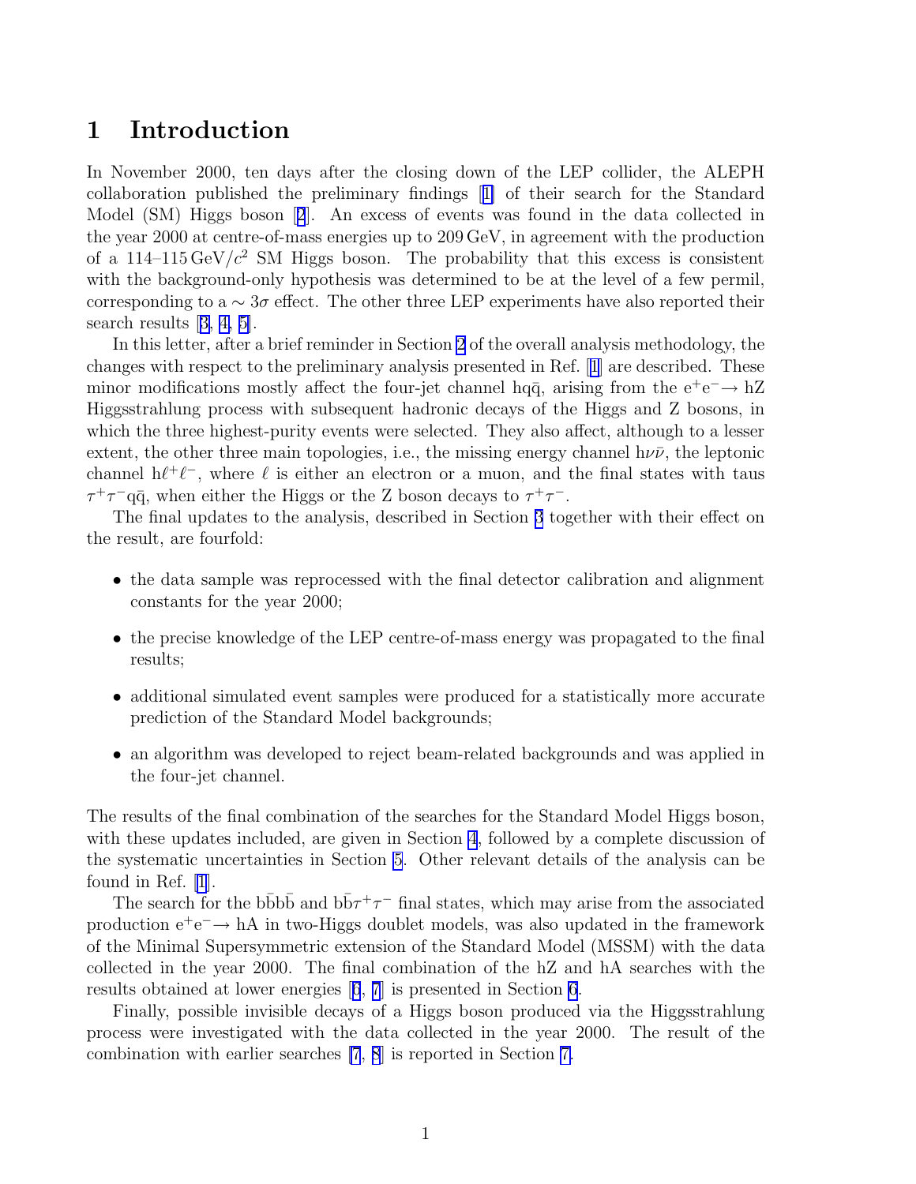# 1 Introduction

In November 2000, ten days after the closing down of the LEP collider, the ALEPH collaboration published the preliminary findings [1] of their search for the Standard Model (SM) Higgs boson [2]. An excess of events was found in the data collected in the year 2000 at centre-of-mass energies up to 209 GeV, in agreement with the production of a 114–115 GeV/$c^2$ SM Higgs boson. The probability that this excess is consistent with the background-only hypothesis was determined to be at the level of a few permil, corresponding to a $\sim 3\sigma$ effect. The other three LEP experiments have also reported their search results [3, 4, 5].

In this letter, after a brief reminder in Section 2 of the overall analysis methodology, the changes with respect to the preliminary analysis presented in Ref. [1] are described. These minor modifications mostly affect the four-jet channel $\mathrm{hq\bar{q}}$, arising from the $\mathrm{e^+e^-\to hZ}$ Higgsstrahlung process with subsequent hadronic decays of the Higgs and Z bosons, in which the three highest-purity events were selected. They also affect, although to a lesser extent, the other three main topologies, i.e., the missing energy channel $\mathrm{h\nu\bar{\nu}}$, the leptonic channel $\mathrm{h\ell^+\ell^-}$, where $\ell$ is either an electron or a muon, and the final states with taus $\tau^+\tau^-\mathrm{q\bar{q}}$, when either the Higgs or the Z boson decays to $\tau^+\tau^-$.

The final updates to the analysis, described in Section 3 together with their effect on the result, are fourfold:

- the data sample was reprocessed with the final detector calibration and alignment constants for the year 2000;
- the precise knowledge of the LEP centre-of-mass energy was propagated to the final results;
- additional simulated event samples were produced for a statistically more accurate prediction of the Standard Model backgrounds;
- an algorithm was developed to reject beam-related backgrounds and was applied in the four-jet channel.

The results of the final combination of the searches for the Standard Model Higgs boson, with these updates included, are given in Section 4, followed by a complete discussion of the systematic uncertainties in Section 5. Other relevant details of the analysis can be found in Ref. [1].

The search for the $\mathrm{b\bar{b}b\bar{b}}$ and $\mathrm{b\bar{b}}\tau^+\tau^-$ final states, which may arise from the associated production $\mathrm{e^+e^-\to hA}$ in two-Higgs doublet models, was also updated in the framework of the Minimal Supersymmetric extension of the Standard Model (MSSM) with the data collected in the year 2000. The final combination of the hZ and hA searches with the results obtained at lower energies [6, 7] is presented in Section 6.

Finally, possible invisible decays of a Higgs boson produced via the Higgsstrahlung process were investigated with the data collected in the year 2000. The result of the combination with earlier searches [7, 8] is reported in Section 7.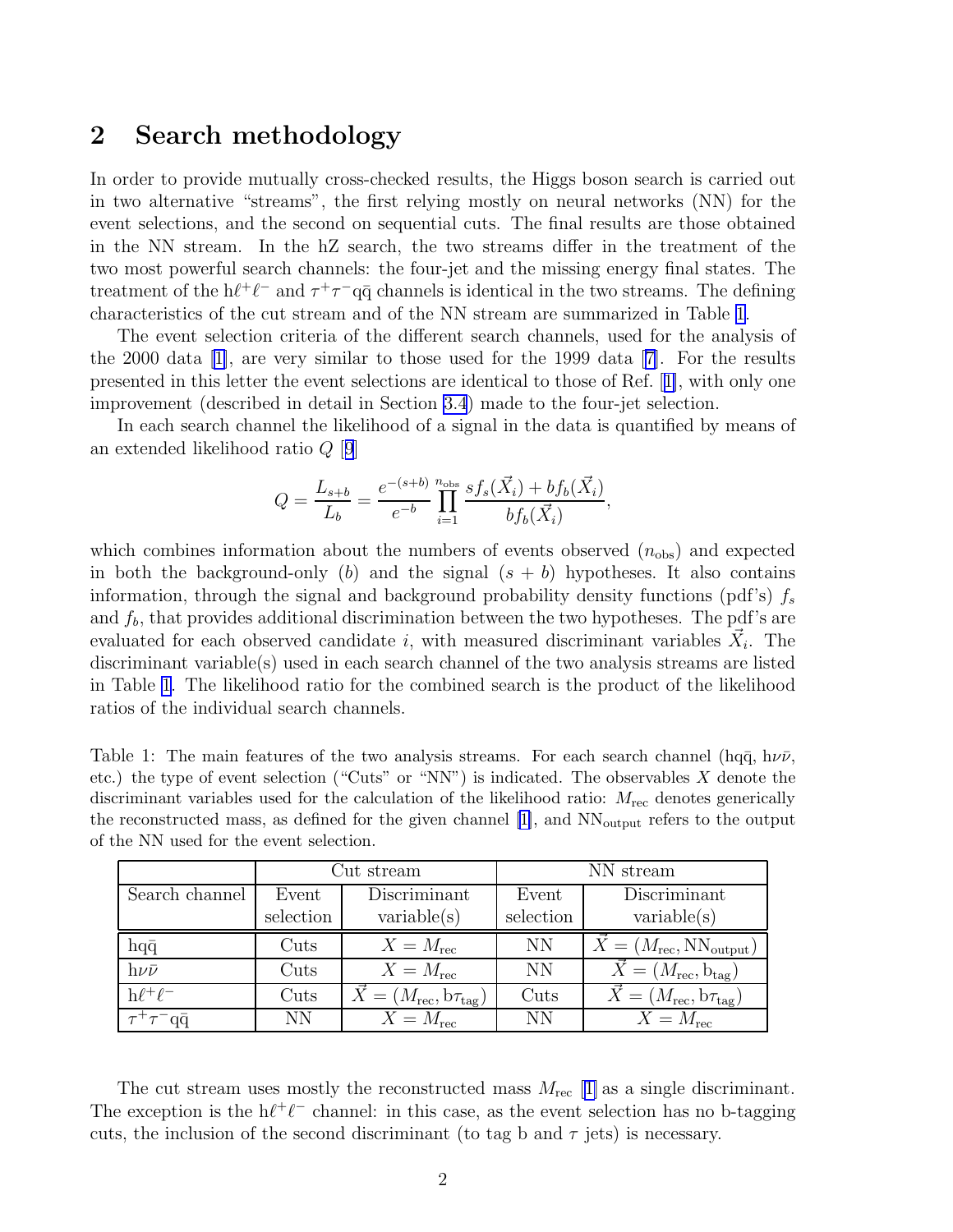## 2 Search methodology

In order to provide mutually cross-checked results, the Higgs boson search is carried out in two alternative "streams", the first relying mostly on neural networks (NN) for the event selections, and the second on sequential cuts. The final results are those obtained in the NN stream. In the hZ search, the two streams differ in the treatment of the two most powerful search channels: the four-jet and the missing energy final states. The treatment of the $\mathrm{h}\ell^+\ell^-$ and $\tau^+\tau^-\mathrm{q\bar{q}}$ channels is identical in the two streams. The defining characteristics of the cut stream and of the NN stream are summarized in Table 1.

The event selection criteria of the different search channels, used for the analysis of the 2000 data [1], are very similar to those used for the 1999 data [7]. For the results presented in this letter the event selections are identical to those of Ref. [1], with only one improvement (described in detail in Section 3.4) made to the four-jet selection.

In each search channel the likelihood of a signal in the data is quantified by means of an extended likelihood ratio $Q$ [9]

$$Q = \frac{L_{s+b}}{L_b} = \frac{e^{-(s+b)}}{e^{-b}} \prod_{i=1}^{n_{\rm obs}} \frac{s f_s(\vec{X}_i) + b f_b(\vec{X}_i)}{b f_b(\vec{X}_i)},$$

which combines information about the numbers of events observed ($n_{\rm obs}$) and expected in both the background-only ($b$) and the signal ($s+b$) hypotheses. It also contains information, through the signal and background probability density functions (pdf's) $f_s$ and $f_b$, that provides additional discrimination between the two hypotheses. The pdf's are evaluated for each observed candidate $i$, with measured discriminant variables $\vec{X}_i$. The discriminant variable(s) used in each search channel of the two analysis streams are listed in Table 1. The likelihood ratio for the combined search is the product of the likelihood ratios of the individual search channels.

Table 1: The main features of the two analysis streams. For each search channel ($\mathrm{hq\bar{q}}$, $\mathrm{h}\nu\bar{\nu}$, etc.) the type of event selection ("Cuts" or "NN") is indicated. The observables $X$ denote the discriminant variables used for the calculation of the likelihood ratio: $M_{\rm rec}$ denotes generically the reconstructed mass, as defined for the given channel [1], and $\mathrm{NN}_{\rm output}$ refers to the output of the NN used for the event selection.

| | Cut stream | | NN stream | |
|---|---|---|---|---|
| Search channel | Event selection | Discriminant variable(s) | Event selection | Discriminant variable(s) |
| $\mathrm{hq\bar{q}}$ | Cuts | $X = M_{\rm rec}$ | NN | $\vec{X} = (M_{\rm rec}, \mathrm{NN}_{\rm output})$ |
| $\mathrm{h}\nu\bar{\nu}$ | Cuts | $X = M_{\rm rec}$ | NN | $\vec{X} = (M_{\rm rec}, \mathrm{b}_{\rm tag})$ |
| $\mathrm{h}\ell^+\ell^-$ | Cuts | $\vec{X} = (M_{\rm rec}, \mathrm{b}\tau_{\rm tag})$ | Cuts | $\vec{X} = (M_{\rm rec}, \mathrm{b}\tau_{\rm tag})$ |
| $\tau^+\tau^-\mathrm{q\bar{q}}$ | NN | $X = M_{\rm rec}$ | NN | $X = M_{\rm rec}$ |

The cut stream uses mostly the reconstructed mass $M_{\rm rec}$ [1] as a single discriminant. The exception is the $\mathrm{h}\ell^+\ell^-$ channel: in this case, as the event selection has no b-tagging cuts, the inclusion of the second discriminant (to tag b and $\tau$ jets) is necessary.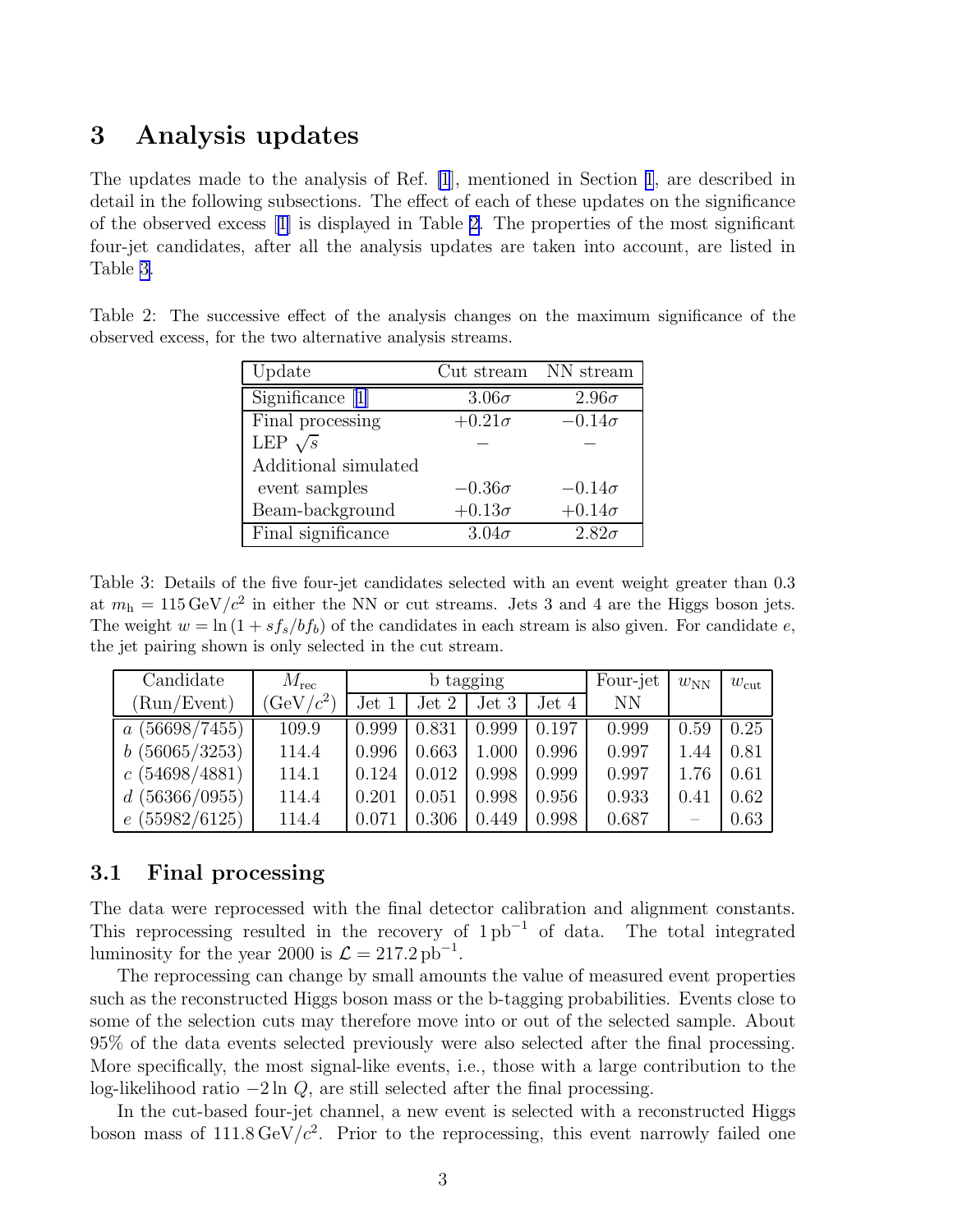# 3 Analysis updates

The updates made to the analysis of Ref. [1], mentioned in Section 1, are described in detail in the following subsections. The effect of each of these updates on the significance of the observed excess [1] is displayed in Table 2. The properties of the most significant four-jet candidates, after all the analysis updates are taken into account, are listed in Table 3.

Table 2: The successive effect of the analysis changes on the maximum significance of the observed excess, for the two alternative analysis streams.

| Update | Cut stream | NN stream |
|---|---|---|
| Significance [1] | $3.06\sigma$ | $2.96\sigma$ |
| Final processing | $+0.21\sigma$ | $-0.14\sigma$ |
| LEP $\sqrt{s}$ | $-$ | $-$ |
| Additional simulated event samples | $-0.36\sigma$ | $-0.14\sigma$ |
| Beam-background | $+0.13\sigma$ | $+0.14\sigma$ |
| Final significance | $3.04\sigma$ | $2.82\sigma$ |

Table 3: Details of the five four-jet candidates selected with an event weight greater than 0.3 at $m_{\mathrm{h}} = 115\,\mathrm{GeV}/c^2$ in either the NN or cut streams. Jets 3 and 4 are the Higgs boson jets. The weight $w = \ln(1 + sf_s/bf_b)$ of the candidates in each stream is also given. For candidate $e$, the jet pairing shown is only selected in the cut stream.

| Candidate | $M_{\mathrm{rec}}$ | b tagging | | | | Four-jet | $w_{\mathrm{NN}}$ | $w_{\mathrm{cut}}$ |
|---|---|---|---|---|---|---|---|---|
| (Run/Event) | $(\mathrm{GeV}/c^2)$ | Jet 1 | Jet 2 | Jet 3 | Jet 4 | NN | | |
| $a$ (56698/7455) | 109.9 | 0.999 | 0.831 | 0.999 | 0.197 | 0.999 | 0.59 | 0.25 |
| $b$ (56065/3253) | 114.4 | 0.996 | 0.663 | 1.000 | 0.996 | 0.997 | 1.44 | 0.81 |
| $c$ (54698/4881) | 114.1 | 0.124 | 0.012 | 0.998 | 0.999 | 0.997 | 1.76 | 0.61 |
| $d$ (56366/0955) | 114.4 | 0.201 | 0.051 | 0.998 | 0.956 | 0.933 | 0.41 | 0.62 |
| $e$ (55982/6125) | 114.4 | 0.071 | 0.306 | 0.449 | 0.998 | 0.687 | – | 0.63 |

## 3.1 Final processing

The data were reprocessed with the final detector calibration and alignment constants. This reprocessing resulted in the recovery of $1\,\mathrm{pb}^{-1}$ of data. The total integrated luminosity for the year 2000 is $\mathcal{L} = 217.2\,\mathrm{pb}^{-1}$.

The reprocessing can change by small amounts the value of measured event properties such as the reconstructed Higgs boson mass or the b-tagging probabilities. Events close to some of the selection cuts may therefore move into or out of the selected sample. About 95% of the data events selected previously were also selected after the final processing. More specifically, the most signal-like events, i.e., those with a large contribution to the log-likelihood ratio $-2\ln Q$, are still selected after the final processing.

In the cut-based four-jet channel, a new event is selected with a reconstructed Higgs boson mass of $111.8\,\mathrm{GeV}/c^2$. Prior to the reprocessing, this event narrowly failed one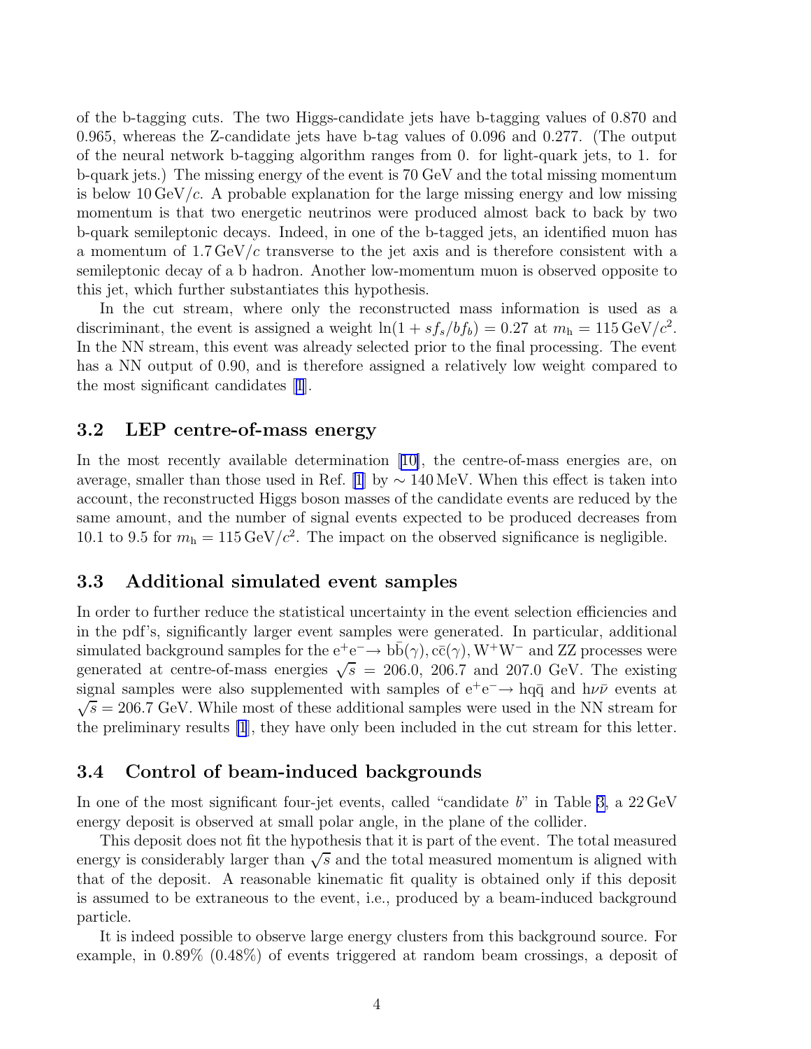of the b-tagging cuts. The two Higgs-candidate jets have b-tagging values of 0.870 and 0.965, whereas the Z-candidate jets have b-tag values of 0.096 and 0.277. (The output of the neural network b-tagging algorithm ranges from 0. for light-quark jets, to 1. for b-quark jets.) The missing energy of the event is 70 GeV and the total missing momentum is below $10\,\mathrm{GeV}/c$. A probable explanation for the large missing energy and low missing momentum is that two energetic neutrinos were produced almost back to back by two b-quark semileptonic decays. Indeed, in one of the b-tagged jets, an identified muon has a momentum of $1.7\,\mathrm{GeV}/c$ transverse to the jet axis and is therefore consistent with a semileptonic decay of a b hadron. Another low-momentum muon is observed opposite to this jet, which further substantiates this hypothesis.

In the cut stream, where only the reconstructed mass information is used as a discriminant, the event is assigned a weight $\ln(1 + sf_s/bf_b) = 0.27$ at $m_\mathrm{h} = 115\,\mathrm{GeV}/c^2$. In the NN stream, this event was already selected prior to the final processing. The event has a NN output of 0.90, and is therefore assigned a relatively low weight compared to the most significant candidates [1].

### 3.2 LEP centre-of-mass energy

In the most recently available determination [10], the centre-of-mass energies are, on average, smaller than those used in Ref. [1] by $\sim 140\,\mathrm{MeV}$. When this effect is taken into account, the reconstructed Higgs boson masses of the candidate events are reduced by the same amount, and the number of signal events expected to be produced decreases from 10.1 to 9.5 for $m_\mathrm{h} = 115\,\mathrm{GeV}/c^2$. The impact on the observed significance is negligible.

### 3.3 Additional simulated event samples

In order to further reduce the statistical uncertainty in the event selection efficiencies and in the pdf's, significantly larger event samples were generated. In particular, additional simulated background samples for the $\mathrm{e^+e^-} \to \mathrm{b\bar{b}}(\gamma), \mathrm{c\bar{c}}(\gamma), \mathrm{W^+W^-}$ and ZZ processes were generated at centre-of-mass energies $\sqrt{s} = 206.0$, 206.7 and 207.0 GeV. The existing signal samples were also supplemented with samples of $\mathrm{e^+e^-} \to \mathrm{hq\bar{q}}$ and $\mathrm{h}\nu\bar{\nu}$ events at $\sqrt{s} = 206.7$ GeV. While most of these additional samples were used in the NN stream for the preliminary results [1], they have only been included in the cut stream for this letter.

### 3.4 Control of beam-induced backgrounds

In one of the most significant four-jet events, called "candidate *b*" in Table 3, a 22 GeV energy deposit is observed at small polar angle, in the plane of the collider.

This deposit does not fit the hypothesis that it is part of the event. The total measured energy is considerably larger than $\sqrt{s}$ and the total measured momentum is aligned with that of the deposit. A reasonable kinematic fit quality is obtained only if this deposit is assumed to be extraneous to the event, i.e., produced by a beam-induced background particle.

It is indeed possible to observe large energy clusters from this background source. For example, in 0.89% (0.48%) of events triggered at random beam crossings, a deposit of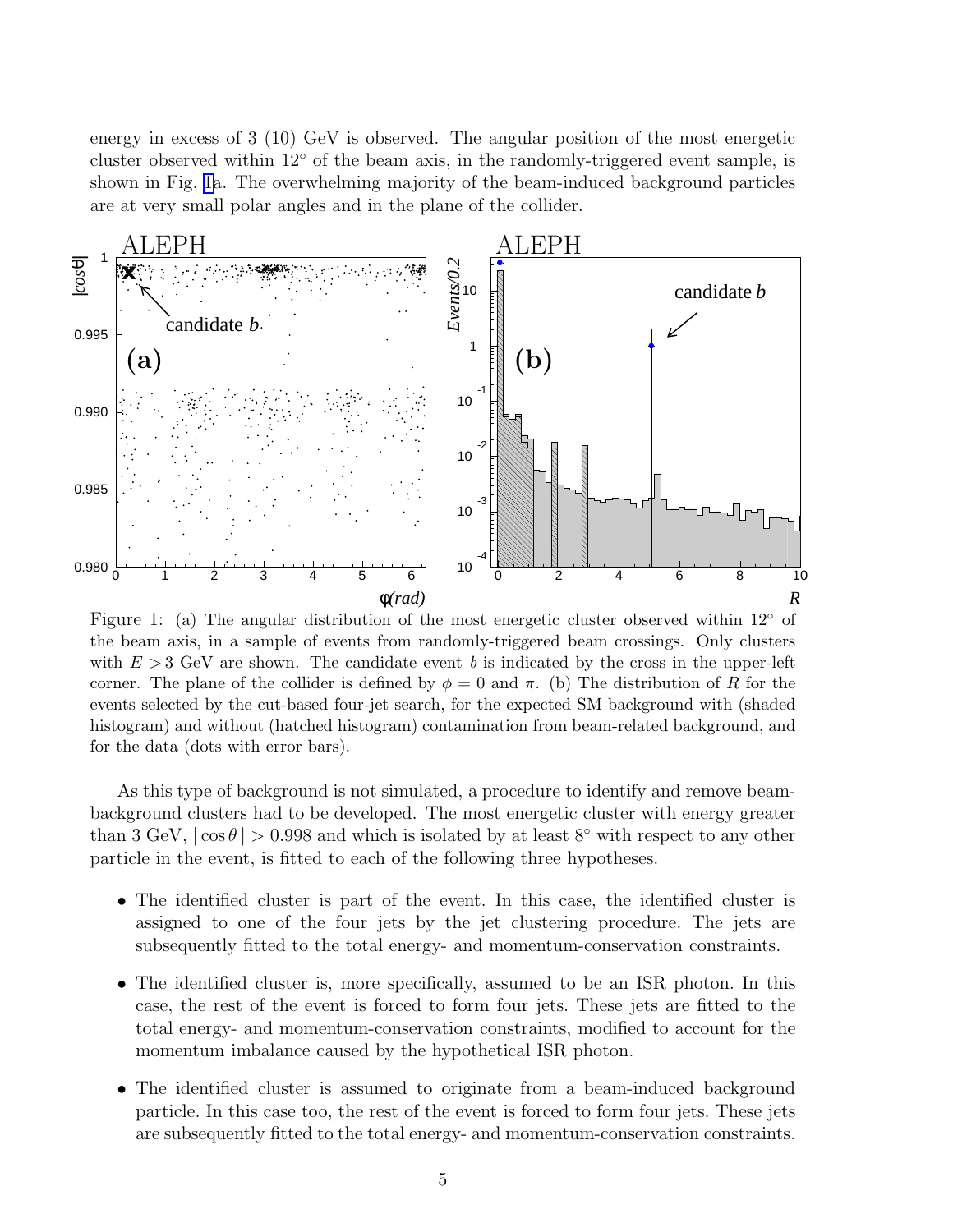energy in excess of 3 (10) GeV is observed. The angular position of the most energetic cluster observed within 12° of the beam axis, in the randomly-triggered event sample, is shown in Fig. 1a. The overwhelming majority of the beam-induced background particles are at very small polar angles and in the plane of the collider.

Figure 1: (a) The angular distribution of the most energetic cluster observed within 12° of the beam axis, in a sample of events from randomly-triggered beam crossings. Only clusters with $E > 3$ GeV are shown. The candidate event $b$ is indicated by the cross in the upper-left corner. The plane of the collider is defined by $\phi = 0$ and $\pi$. (b) The distribution of $R$ for the events selected by the cut-based four-jet search, for the expected SM background with (shaded histogram) and without (hatched histogram) contamination from beam-related background, and for the data (dots with error bars).

As this type of background is not simulated, a procedure to identify and remove beam-background clusters had to be developed. The most energetic cluster with energy greater than 3 GeV, $|\cos\theta| > 0.998$ and which is isolated by at least 8° with respect to any other particle in the event, is fitted to each of the following three hypotheses.

- The identified cluster is part of the event. In this case, the identified cluster is assigned to one of the four jets by the jet clustering procedure. The jets are subsequently fitted to the total energy- and momentum-conservation constraints.
- The identified cluster is, more specifically, assumed to be an ISR photon. In this case, the rest of the event is forced to form four jets. These jets are fitted to the total energy- and momentum-conservation constraints, modified to account for the momentum imbalance caused by the hypothetical ISR photon.
- The identified cluster is assumed to originate from a beam-induced background particle. In this case too, the rest of the event is forced to form four jets. These jets are subsequently fitted to the total energy- and momentum-conservation constraints.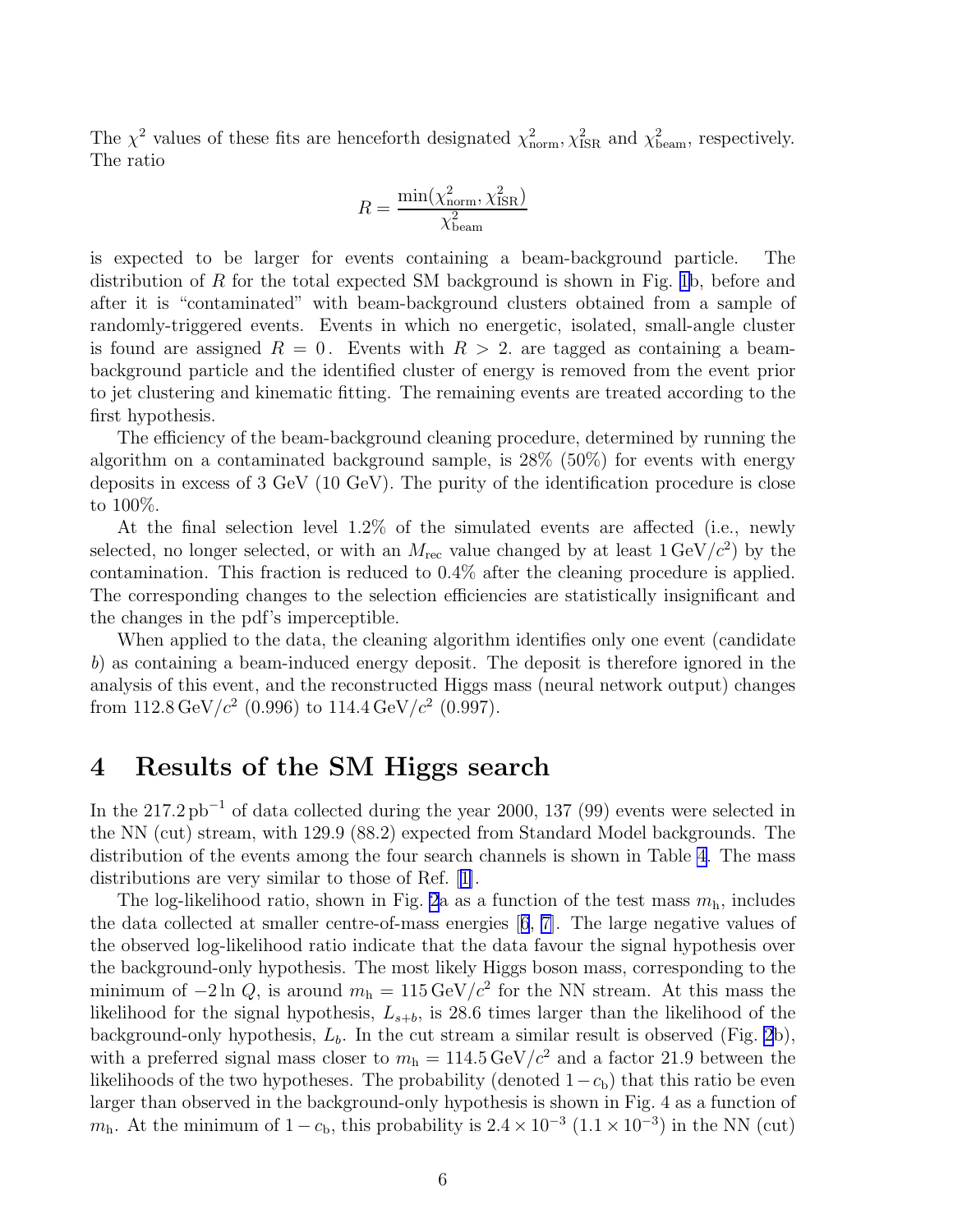The $\chi^2$ values of these fits are henceforth designated $\chi^2_{\rm norm}$, $\chi^2_{\rm ISR}$ and $\chi^2_{\rm beam}$, respectively. The ratio

$$R = \frac{\min(\chi^2_{\rm norm}, \chi^2_{\rm ISR})}{\chi^2_{\rm beam}}$$

is expected to be larger for events containing a beam-background particle. The distribution of $R$ for the total expected SM background is shown in Fig. 1b, before and after it is "contaminated" with beam-background clusters obtained from a sample of randomly-triggered events. Events in which no energetic, isolated, small-angle cluster is found are assigned $R = 0$. Events with $R > 2.$ are tagged as containing a beam-background particle and the identified cluster of energy is removed from the event prior to jet clustering and kinematic fitting. The remaining events are treated according to the first hypothesis.

The efficiency of the beam-background cleaning procedure, determined by running the algorithm on a contaminated background sample, is 28% (50%) for events with energy deposits in excess of 3 GeV (10 GeV). The purity of the identification procedure is close to 100%.

At the final selection level 1.2% of the simulated events are affected (i.e., newly selected, no longer selected, or with an $M_{\rm rec}$ value changed by at least $1\,{\rm GeV}/c^2$) by the contamination. This fraction is reduced to 0.4% after the cleaning procedure is applied. The corresponding changes to the selection efficiencies are statistically insignificant and the changes in the pdf's imperceptible.

When applied to the data, the cleaning algorithm identifies only one event (candidate *b*) as containing a beam-induced energy deposit. The deposit is therefore ignored in the analysis of this event, and the reconstructed Higgs mass (neural network output) changes from $112.8\,{\rm GeV}/c^2$ (0.996) to $114.4\,{\rm GeV}/c^2$ (0.997).

# 4 Results of the SM Higgs search

In the $217.2\,{\rm pb}^{-1}$ of data collected during the year 2000, 137 (99) events were selected in the NN (cut) stream, with 129.9 (88.2) expected from Standard Model backgrounds. The distribution of the events among the four search channels is shown in Table 4. The mass distributions are very similar to those of Ref. [1].

The log-likelihood ratio, shown in Fig. 2a as a function of the test mass $m_{\rm h}$, includes the data collected at smaller centre-of-mass energies [6, 7]. The large negative values of the observed log-likelihood ratio indicate that the data favour the signal hypothesis over the background-only hypothesis. The most likely Higgs boson mass, corresponding to the minimum of $-2\ln Q$, is around $m_{\rm h} = 115\,{\rm GeV}/c^2$ for the NN stream. At this mass the likelihood for the signal hypothesis, $L_{s+b}$, is 28.6 times larger than the likelihood of the background-only hypothesis, $L_b$. In the cut stream a similar result is observed (Fig. 2b), with a preferred signal mass closer to $m_{\rm h} = 114.5\,{\rm GeV}/c^2$ and a factor 21.9 between the likelihoods of the two hypotheses. The probability (denoted $1-c_{\rm b}$) that this ratio be even larger than observed in the background-only hypothesis is shown in Fig. 4 as a function of $m_{\rm h}$. At the minimum of $1-c_{\rm b}$, this probability is $2.4\times10^{-3}$ ($1.1\times10^{-3}$) in the NN (cut)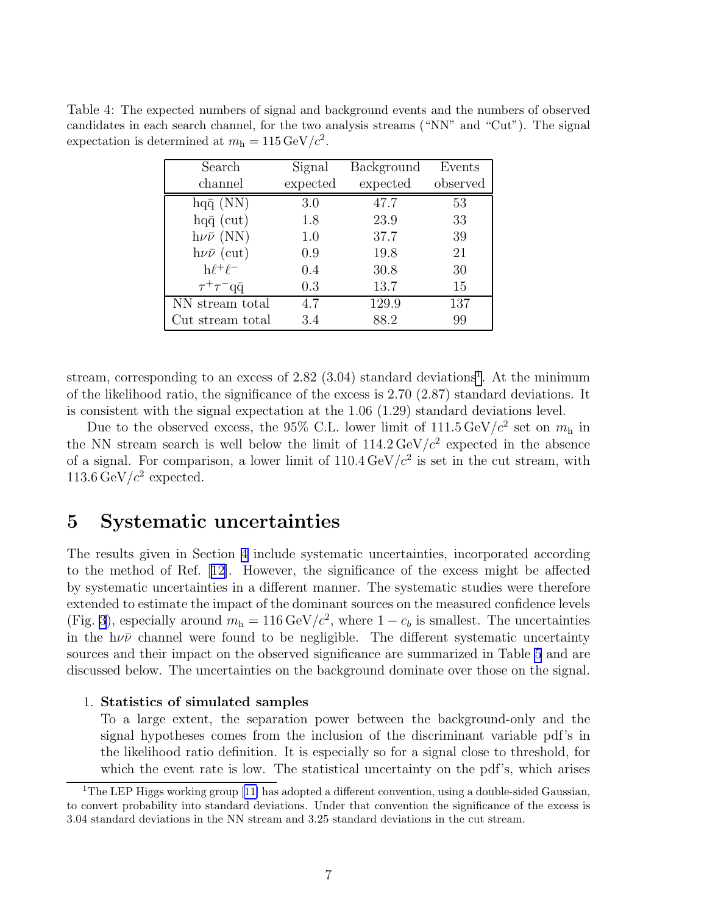Table 4: The expected numbers of signal and background events and the numbers of observed candidates in each search channel, for the two analysis streams ("NN" and "Cut"). The signal expectation is determined at $m_{\mathrm{h}} = 115\,\mathrm{GeV}/c^2$.

| Search channel | Signal expected | Background expected | Events observed |
|---|---|---|---|
| $\mathrm{hq\bar{q}}$ (NN) | 3.0 | 47.7 | 53 |
| $\mathrm{hq\bar{q}}$ (cut) | 1.8 | 23.9 | 33 |
| $\mathrm{h}\nu\bar{\nu}$ (NN) | 1.0 | 37.7 | 39 |
| $\mathrm{h}\nu\bar{\nu}$ (cut) | 0.9 | 19.8 | 21 |
| $\mathrm{h}\ell^+\ell^-$ | 0.4 | 30.8 | 30 |
| $\tau^+\tau^-\mathrm{q\bar{q}}$ | 0.3 | 13.7 | 15 |
| NN stream total | 4.7 | 129.9 | 137 |
| Cut stream total | 3.4 | 88.2 | 99 |

stream, corresponding to an excess of 2.82 (3.04) standard deviations[1]. At the minimum of the likelihood ratio, the significance of the excess is 2.70 (2.87) standard deviations. It is consistent with the signal expectation at the 1.06 (1.29) standard deviations level.

Due to the observed excess, the 95% C.L. lower limit of $111.5\,\mathrm{GeV}/c^2$ set on $m_{\mathrm{h}}$ in the NN stream search is well below the limit of $114.2\,\mathrm{GeV}/c^2$ expected in the absence of a signal. For comparison, a lower limit of $110.4\,\mathrm{GeV}/c^2$ is set in the cut stream, with $113.6\,\mathrm{GeV}/c^2$ expected.

# 5 Systematic uncertainties

The results given in Section 4 include systematic uncertainties, incorporated according to the method of Ref. [12]. However, the significance of the excess might be affected by systematic uncertainties in a different manner. The systematic studies were therefore extended to estimate the impact of the dominant sources on the measured confidence levels (Fig. 3), especially around $m_{\mathrm{h}} = 116\,\mathrm{GeV}/c^2$, where $1 - c_b$ is smallest. The uncertainties in the $\mathrm{h}\nu\bar{\nu}$ channel were found to be negligible. The different systematic uncertainty sources and their impact on the observed significance are summarized in Table 5 and are discussed below. The uncertainties on the background dominate over those on the signal.

1. **Statistics of simulated samples**
   To a large extent, the separation power between the background-only and the signal hypotheses comes from the inclusion of the discriminant variable pdf's in the likelihood ratio definition. It is especially so for a signal close to threshold, for which the event rate is low. The statistical uncertainty on the pdf's, which arises

[1] The LEP Higgs working group [11] has adopted a different convention, using a double-sided Gaussian, to convert probability into standard deviations. Under that convention the significance of the excess is 3.04 standard deviations in the NN stream and 3.25 standard deviations in the cut stream.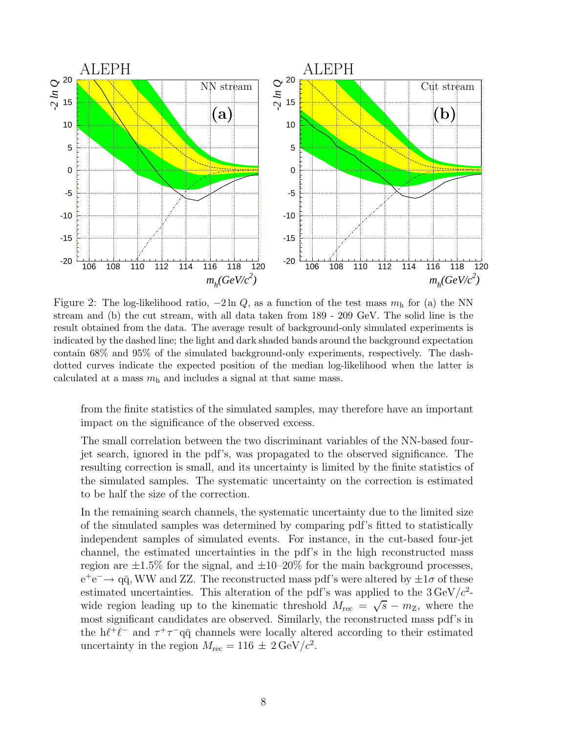Figure 2: The log-likelihood ratio, $-2\ln Q$, as a function of the test mass $m_\mathrm{h}$ for (a) the NN stream and (b) the cut stream, with all data taken from 189 - 209 GeV. The solid line is the result obtained from the data. The average result of background-only simulated experiments is indicated by the dashed line; the light and dark shaded bands around the background expectation contain 68% and 95% of the simulated background-only experiments, respectively. The dash-dotted curves indicate the expected position of the median log-likelihood when the latter is calculated at a mass $m_\mathrm{h}$ and includes a signal at that same mass.

from the finite statistics of the simulated samples, may therefore have an important impact on the significance of the observed excess.

The small correlation between the two discriminant variables of the NN-based four-jet search, ignored in the pdf's, was propagated to the observed significance. The resulting correction is small, and its uncertainty is limited by the finite statistics of the simulated samples. The systematic uncertainty on the correction is estimated to be half the size of the correction.

In the remaining search channels, the systematic uncertainty due to the limited size of the simulated samples was determined by comparing pdf's fitted to statistically independent samples of simulated events. For instance, in the cut-based four-jet channel, the estimated uncertainties in the pdf's in the high reconstructed mass region are $\pm 1.5\%$ for the signal, and $\pm 10$–$20\%$ for the main background processes, $\mathrm{e^+e^-} \to \mathrm{q\bar{q}}$, WW and ZZ. The reconstructed mass pdf's were altered by $\pm 1\sigma$ of these estimated uncertainties. This alteration of the pdf's was applied to the $3\,\mathrm{GeV}/c^2$-wide region leading up to the kinematic threshold $M_\mathrm{rec} = \sqrt{s} - m_\mathrm{Z}$, where the most significant candidates are observed. Similarly, the reconstructed mass pdf's in the $\mathrm{h}\ell^+\ell^-$ and $\tau^+\tau^-\mathrm{q\bar{q}}$ channels were locally altered according to their estimated uncertainty in the region $M_\mathrm{rec} = 116 \pm 2\,\mathrm{GeV}/c^2$.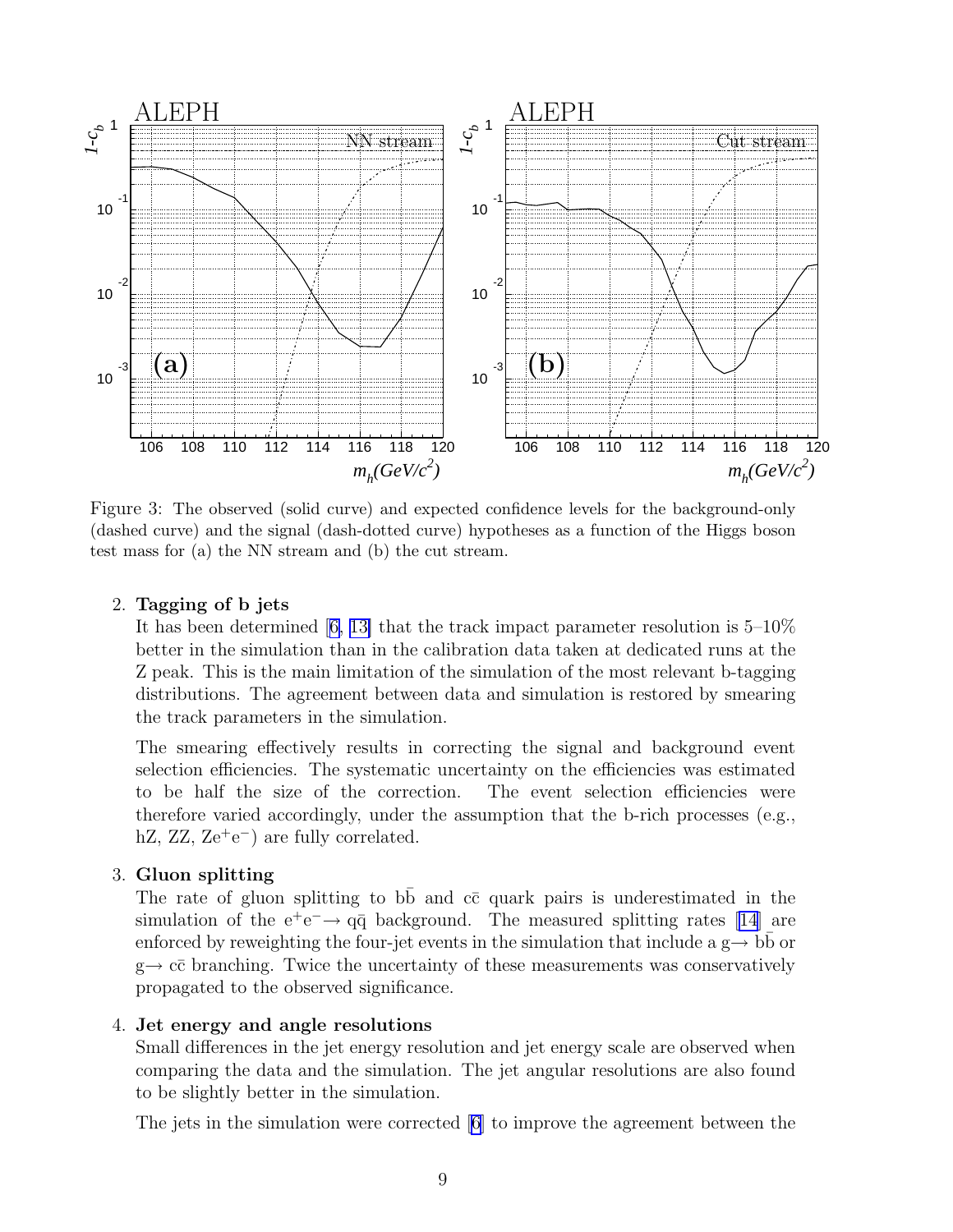Figure 3: The observed (solid curve) and expected confidence levels for the background-only (dashed curve) and the signal (dash-dotted curve) hypotheses as a function of the Higgs boson test mass for (a) the NN stream and (b) the cut stream.

2. **Tagging of b jets**

   It has been determined [6, 13] that the track impact parameter resolution is 5–10% better in the simulation than in the calibration data taken at dedicated runs at the Z peak. This is the main limitation of the simulation of the most relevant b-tagging distributions. The agreement between data and simulation is restored by smearing the track parameters in the simulation.

   The smearing effectively results in correcting the signal and background event selection efficiencies. The systematic uncertainty on the efficiencies was estimated to be half the size of the correction. The event selection efficiencies were therefore varied accordingly, under the assumption that the b-rich processes (e.g., hZ, ZZ, $\mathrm{Ze^+e^-}$) are fully correlated.

3. **Gluon splitting**

   The rate of gluon splitting to $\mathrm{b\bar{b}}$ and $\mathrm{c\bar{c}}$ quark pairs is underestimated in the simulation of the $\mathrm{e^+e^-} \to \mathrm{q\bar{q}}$ background. The measured splitting rates [14] are enforced by reweighting the four-jet events in the simulation that include a $\mathrm{g} \to \mathrm{b\bar{b}}$ or $\mathrm{g} \to \mathrm{c\bar{c}}$ branching. Twice the uncertainty of these measurements was conservatively propagated to the observed significance.

4. **Jet energy and angle resolutions**

   Small differences in the jet energy resolution and jet energy scale are observed when comparing the data and the simulation. The jet angular resolutions are also found to be slightly better in the simulation.

   The jets in the simulation were corrected [6] to improve the agreement between the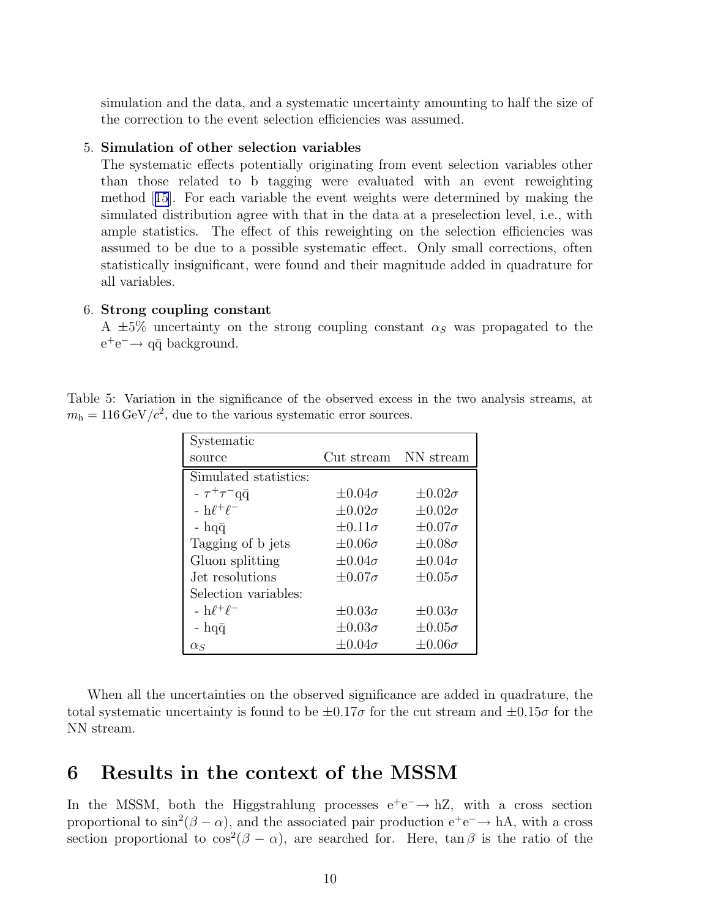simulation and the data, and a systematic uncertainty amounting to half the size of the correction to the event selection efficiencies was assumed.

5. **Simulation of other selection variables**
   The systematic effects potentially originating from event selection variables other than those related to b tagging were evaluated with an event reweighting method [15]. For each variable the event weights were determined by making the simulated distribution agree with that in the data at a preselection level, i.e., with ample statistics. The effect of this reweighting on the selection efficiencies was assumed to be due to a possible systematic effect. Only small corrections, often statistically insignificant, were found and their magnitude added in quadrature for all variables.

6. **Strong coupling constant**
   A $\pm 5\%$ uncertainty on the strong coupling constant $\alpha_S$ was propagated to the $e^+e^- \to q\bar{q}$ background.

Table 5: Variation in the significance of the observed excess in the two analysis streams, at $m_h = 116\,\mathrm{GeV}/c^2$, due to the various systematic error sources.

| Systematic source | Cut stream | NN stream |
|---|---|---|
| Simulated statistics: | | |
| - $\tau^+\tau^- q\bar{q}$ | $\pm 0.04\sigma$ | $\pm 0.02\sigma$ |
| - $h\ell^+\ell^-$ | $\pm 0.02\sigma$ | $\pm 0.02\sigma$ |
| - $hq\bar{q}$ | $\pm 0.11\sigma$ | $\pm 0.07\sigma$ |
| Tagging of b jets | $\pm 0.06\sigma$ | $\pm 0.08\sigma$ |
| Gluon splitting | $\pm 0.04\sigma$ | $\pm 0.04\sigma$ |
| Jet resolutions | $\pm 0.07\sigma$ | $\pm 0.05\sigma$ |
| Selection variables: | | |
| - $h\ell^+\ell^-$ | $\pm 0.03\sigma$ | $\pm 0.03\sigma$ |
| - $hq\bar{q}$ | $\pm 0.03\sigma$ | $\pm 0.05\sigma$ |
| $\alpha_S$ | $\pm 0.04\sigma$ | $\pm 0.06\sigma$ |

When all the uncertainties on the observed significance are added in quadrature, the total systematic uncertainty is found to be $\pm 0.17\sigma$ for the cut stream and $\pm 0.15\sigma$ for the NN stream.

# 6 Results in the context of the MSSM

In the MSSM, both the Higgstrahlung processes $e^+e^- \to hZ$, with a cross section proportional to $\sin^2(\beta - \alpha)$, and the associated pair production $e^+e^- \to hA$, with a cross section proportional to $\cos^2(\beta - \alpha)$, are searched for. Here, $\tan\beta$ is the ratio of the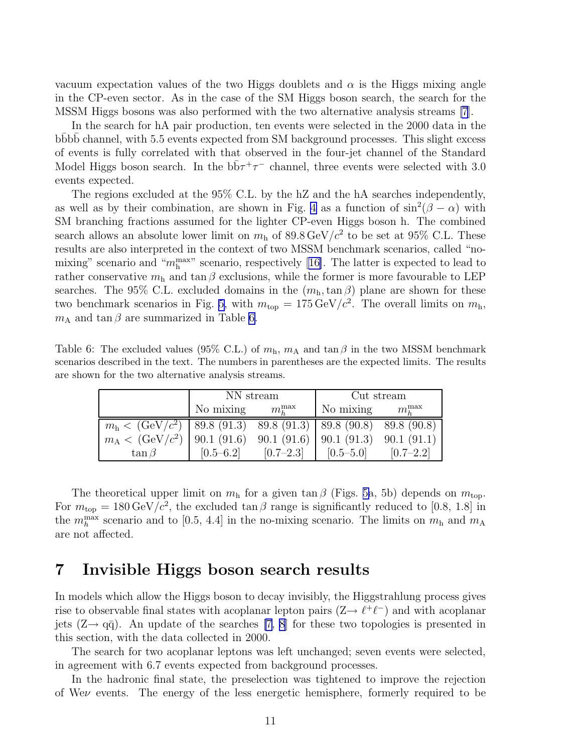vacuum expectation values of the two Higgs doublets and $\alpha$ is the Higgs mixing angle in the CP-even sector. As in the case of the SM Higgs boson search, the search for the MSSM Higgs bosons was also performed with the two alternative analysis streams [7].

In the search for hA pair production, ten events were selected in the 2000 data in the $b\bar{b}b\bar{b}$ channel, with 5.5 events expected from SM background processes. This slight excess of events is fully correlated with that observed in the four-jet channel of the Standard Model Higgs boson search. In the $b\bar{b}\tau^+\tau^-$ channel, three events were selected with 3.0 events expected.

The regions excluded at the 95% C.L. by the hZ and the hA searches independently, as well as by their combination, are shown in Fig. 4 as a function of $\sin^2(\beta - \alpha)$ with SM branching fractions assumed for the lighter CP-even Higgs boson h. The combined search allows an absolute lower limit on $m_\mathrm{h}$ of $89.8\,\mathrm{GeV}/c^2$ to be set at 95% C.L. These results are also interpreted in the context of two MSSM benchmark scenarios, called "no-mixing" scenario and "$m_\mathrm{h}^\mathrm{max}$" scenario, respectively [16]. The latter is expected to lead to rather conservative $m_\mathrm{h}$ and $\tan\beta$ exclusions, while the former is more favourable to LEP searches. The 95% C.L. excluded domains in the $(m_\mathrm{h}, \tan\beta)$ plane are shown for these two benchmark scenarios in Fig. 5, with $m_\mathrm{top} = 175\,\mathrm{GeV}/c^2$. The overall limits on $m_\mathrm{h}$, $m_\mathrm{A}$ and $\tan\beta$ are summarized in Table 6.

Table 6: The excluded values (95% C.L.) of $m_\mathrm{h}$, $m_\mathrm{A}$ and $\tan\beta$ in the two MSSM benchmark scenarios described in the text. The numbers in parentheses are the expected limits. The results are shown for the two alternative analysis streams.

| | NN stream | | Cut stream | |
|---|---|---|---|---|
| | No mixing | $m_h^\mathrm{max}$ | No mixing | $m_h^\mathrm{max}$ |
| $m_\mathrm{h} <$ ($\mathrm{GeV}/c^2$) | 89.8 (91.3) | 89.8 (91.3) | 89.8 (90.8) | 89.8 (90.8) |
| $m_\mathrm{A} <$ ($\mathrm{GeV}/c^2$) | 90.1 (91.6) | 90.1 (91.6) | 90.1 (91.3) | 90.1 (91.1) |
| $\tan\beta$ | [0.5–6.2] | [0.7–2.3] | [0.5–5.0] | [0.7–2.2] |

The theoretical upper limit on $m_\mathrm{h}$ for a given $\tan\beta$ (Figs. 5a, 5b) depends on $m_\mathrm{top}$. For $m_\mathrm{top} = 180\,\mathrm{GeV}/c^2$, the excluded $\tan\beta$ range is significantly reduced to [0.8, 1.8] in the $m_h^\mathrm{max}$ scenario and to [0.5, 4.4] in the no-mixing scenario. The limits on $m_\mathrm{h}$ and $m_\mathrm{A}$ are not affected.

# 7 Invisible Higgs boson search results

In models which allow the Higgs boson to decay invisibly, the Higgstrahlung process gives rise to observable final states with acoplanar lepton pairs ($\mathrm{Z} \to \ell^+\ell^-$) and with acoplanar jets ($\mathrm{Z} \to \mathrm{q\bar{q}}$). An update of the searches [7, 8] for these two topologies is presented in this section, with the data collected in 2000.

The search for two acoplanar leptons was left unchanged; seven events were selected, in agreement with 6.7 events expected from background processes.

In the hadronic final state, the preselection was tightened to improve the rejection of $\mathrm{We}\nu$ events. The energy of the less energetic hemisphere, formerly required to be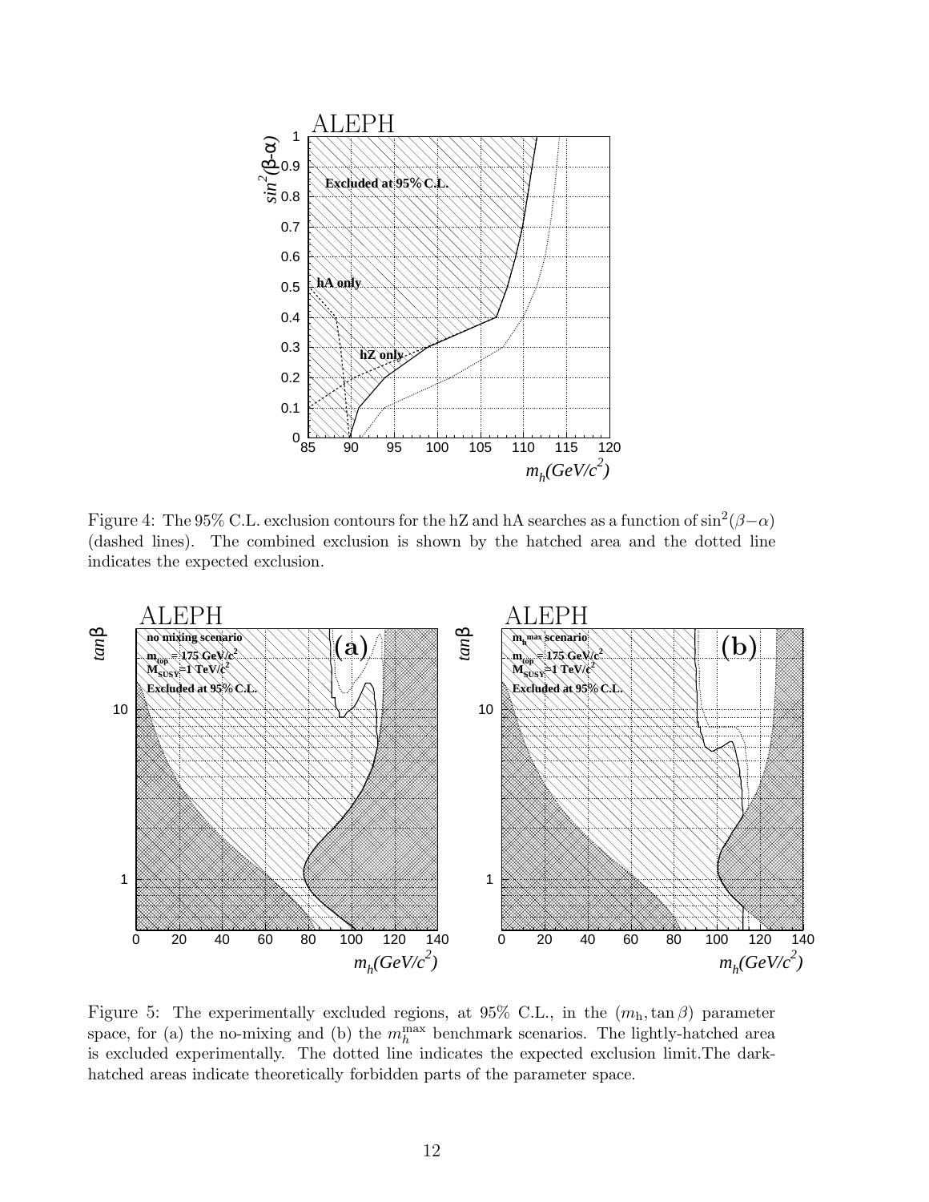Figure 4: The 95% C.L. exclusion contours for the hZ and hA searches as a function of $\sin^2(\beta-\alpha)$ (dashed lines). The combined exclusion is shown by the hatched area and the dotted line indicates the expected exclusion.

Figure 5: The experimentally excluded regions, at 95% C.L., in the $(m_{\rm h}, \tan\beta)$ parameter space, for (a) the no-mixing and (b) the $m_h^{\rm max}$ benchmark scenarios. The lightly-hatched area is excluded experimentally. The dotted line indicates the expected exclusion limit.The dark-hatched areas indicate theoretically forbidden parts of the parameter space.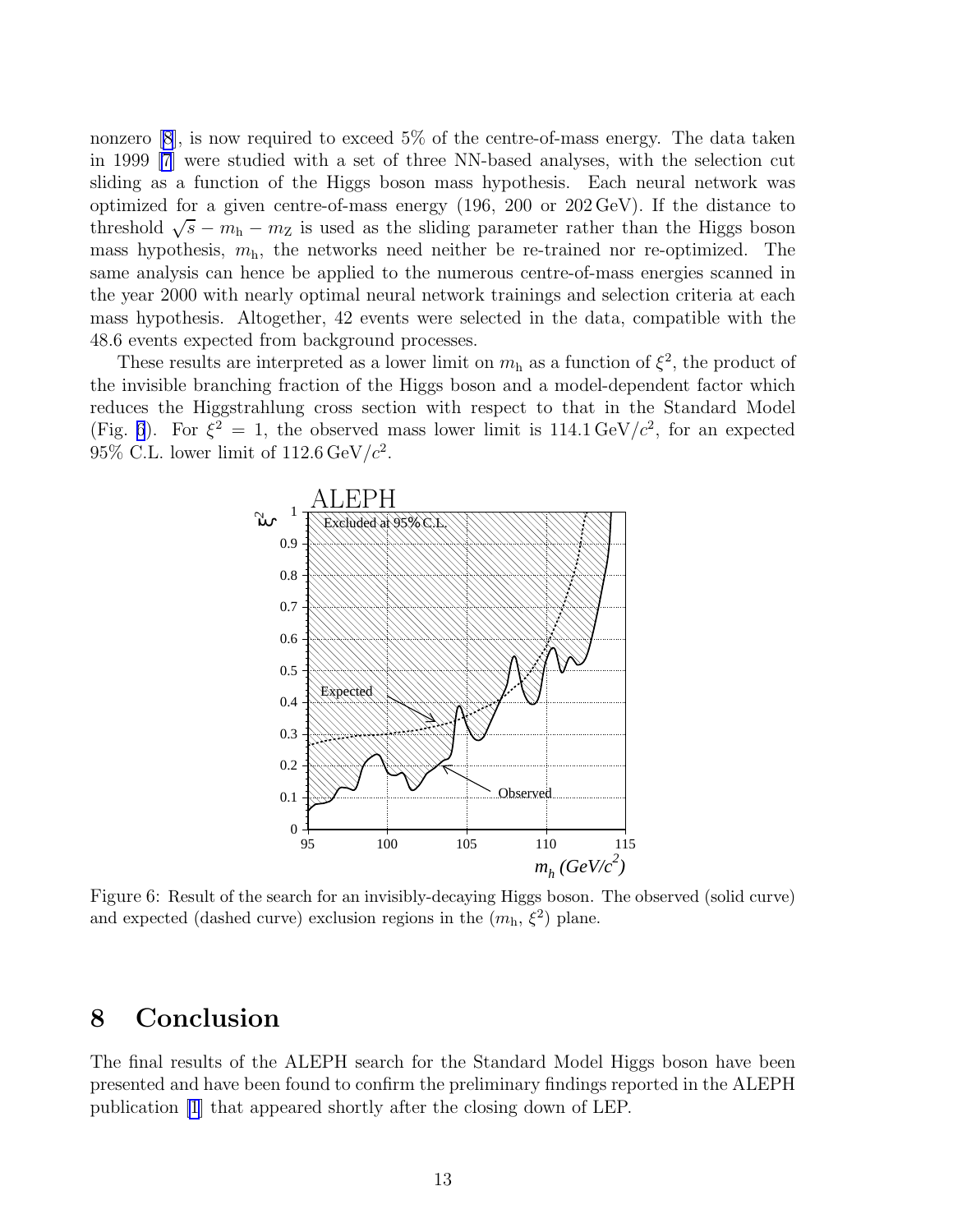nonzero [8], is now required to exceed 5% of the centre-of-mass energy. The data taken in 1999 [7] were studied with a set of three NN-based analyses, with the selection cut sliding as a function of the Higgs boson mass hypothesis. Each neural network was optimized for a given centre-of-mass energy (196, 200 or 202 GeV). If the distance to threshold $\sqrt{s} - m_{\mathrm{h}} - m_{\mathrm{Z}}$ is used as the sliding parameter rather than the Higgs boson mass hypothesis, $m_{\mathrm{h}}$, the networks need neither be re-trained nor re-optimized. The same analysis can hence be applied to the numerous centre-of-mass energies scanned in the year 2000 with nearly optimal neural network trainings and selection criteria at each mass hypothesis. Altogether, 42 events were selected in the data, compatible with the 48.6 events expected from background processes.

These results are interpreted as a lower limit on $m_{\mathrm{h}}$ as a function of $\xi^2$, the product of the invisible branching fraction of the Higgs boson and a model-dependent factor which reduces the Higgstrahlung cross section with respect to that in the Standard Model (Fig. 6). For $\xi^2 = 1$, the observed mass lower limit is $114.1\,\mathrm{GeV}/c^2$, for an expected 95% C.L. lower limit of $112.6\,\mathrm{GeV}/c^2$.

Figure 6: Result of the search for an invisibly-decaying Higgs boson. The observed (solid curve) and expected (dashed curve) exclusion regions in the ($m_{\mathrm{h}}$, $\xi^2$) plane.

# 8 Conclusion

The final results of the ALEPH search for the Standard Model Higgs boson have been presented and have been found to confirm the preliminary findings reported in the ALEPH publication [1] that appeared shortly after the closing down of LEP.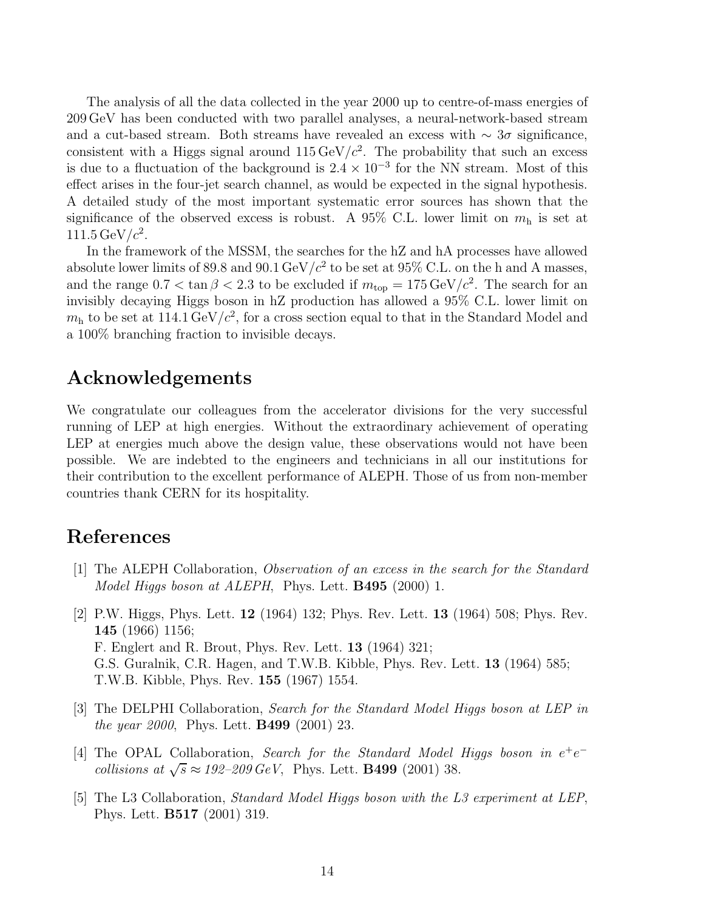The analysis of all the data collected in the year 2000 up to centre-of-mass energies of 209 GeV has been conducted with two parallel analyses, a neural-network-based stream and a cut-based stream. Both streams have revealed an excess with $\sim 3\sigma$ significance, consistent with a Higgs signal around $115\,\mathrm{GeV}/c^2$. The probability that such an excess is due to a fluctuation of the background is $2.4 \times 10^{-3}$ for the NN stream. Most of this effect arises in the four-jet search channel, as would be expected in the signal hypothesis. A detailed study of the most important systematic error sources has shown that the significance of the observed excess is robust. A 95% C.L. lower limit on $m_\mathrm{h}$ is set at $111.5\,\mathrm{GeV}/c^2$.

In the framework of the MSSM, the searches for the hZ and hA processes have allowed absolute lower limits of 89.8 and $90.1\,\mathrm{GeV}/c^2$ to be set at 95% C.L. on the h and A masses, and the range $0.7 < \tan\beta < 2.3$ to be excluded if $m_\mathrm{top} = 175\,\mathrm{GeV}/c^2$. The search for an invisibly decaying Higgs boson in hZ production has allowed a 95% C.L. lower limit on $m_\mathrm{h}$ to be set at $114.1\,\mathrm{GeV}/c^2$, for a cross section equal to that in the Standard Model and a 100% branching fraction to invisible decays.

## Acknowledgements

We congratulate our colleagues from the accelerator divisions for the very successful running of LEP at high energies. Without the extraordinary achievement of operating LEP at energies much above the design value, these observations would not have been possible. We are indebted to the engineers and technicians in all our institutions for their contribution to the excellent performance of ALEPH. Those of us from non-member countries thank CERN for its hospitality.

## References

[1] The ALEPH Collaboration, *Observation of an excess in the search for the Standard Model Higgs boson at ALEPH*, Phys. Lett. **B495** (2000) 1.

[2] P.W. Higgs, Phys. Lett. **12** (1964) 132; Phys. Rev. Lett. **13** (1964) 508; Phys. Rev. **145** (1966) 1156;
F. Englert and R. Brout, Phys. Rev. Lett. **13** (1964) 321;
G.S. Guralnik, C.R. Hagen, and T.W.B. Kibble, Phys. Rev. Lett. **13** (1964) 585;
T.W.B. Kibble, Phys. Rev. **155** (1967) 1554.

[3] The DELPHI Collaboration, *Search for the Standard Model Higgs boson at LEP in the year 2000*, Phys. Lett. **B499** (2001) 23.

[4] The OPAL Collaboration, *Search for the Standard Model Higgs boson in $e^+e^-$ collisions at $\sqrt{s} \approx$ 192–209 GeV*, Phys. Lett. **B499** (2001) 38.

[5] The L3 Collaboration, *Standard Model Higgs boson with the L3 experiment at LEP*, Phys. Lett. **B517** (2001) 319.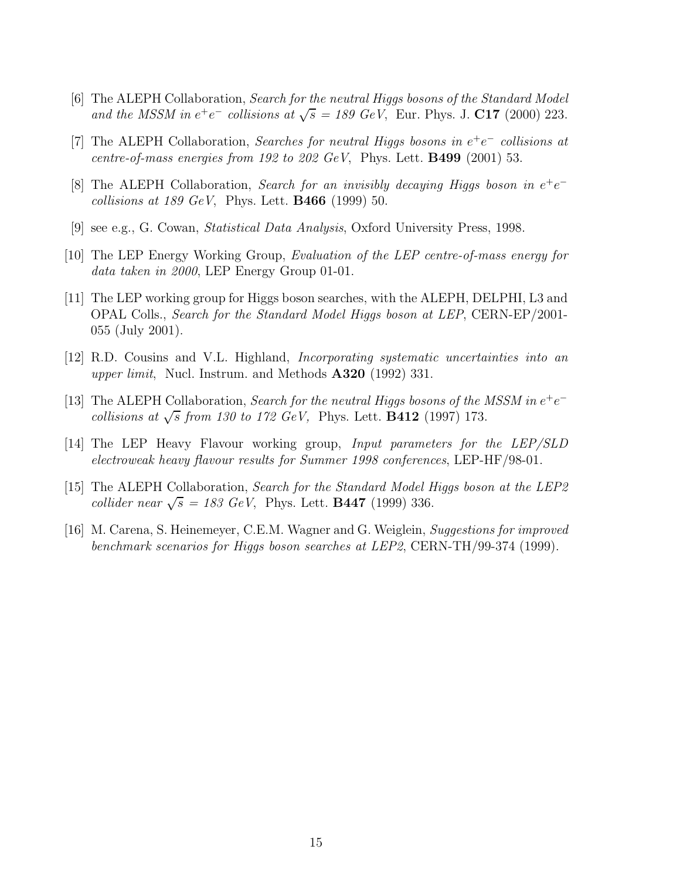[6] The ALEPH Collaboration, *Search for the neutral Higgs bosons of the Standard Model and the MSSM in $e^+e^-$ collisions at $\sqrt{s}$ = 189 GeV*, Eur. Phys. J. **C17** (2000) 223.

[7] The ALEPH Collaboration, *Searches for neutral Higgs bosons in $e^+e^-$ collisions at centre-of-mass energies from 192 to 202 GeV*, Phys. Lett. **B499** (2001) 53.

[8] The ALEPH Collaboration, *Search for an invisibly decaying Higgs boson in $e^+e^-$ collisions at 189 GeV*, Phys. Lett. **B466** (1999) 50.

[9] see e.g., G. Cowan, *Statistical Data Analysis*, Oxford University Press, 1998.

[10] The LEP Energy Working Group, *Evaluation of the LEP centre-of-mass energy for data taken in 2000*, LEP Energy Group 01-01.

[11] The LEP working group for Higgs boson searches, with the ALEPH, DELPHI, L3 and OPAL Colls., *Search for the Standard Model Higgs boson at LEP*, CERN-EP/2001-055 (July 2001).

[12] R.D. Cousins and V.L. Highland, *Incorporating systematic uncertainties into an upper limit*, Nucl. Instrum. and Methods **A320** (1992) 331.

[13] The ALEPH Collaboration, *Search for the neutral Higgs bosons of the MSSM in $e^+e^-$ collisions at $\sqrt{s}$ from 130 to 172 GeV,* Phys. Lett. **B412** (1997) 173.

[14] The LEP Heavy Flavour working group, *Input parameters for the LEP/SLD electroweak heavy flavour results for Summer 1998 conferences*, LEP-HF/98-01.

[15] The ALEPH Collaboration, *Search for the Standard Model Higgs boson at the LEP2 collider near $\sqrt{s}$ = 183 GeV*, Phys. Lett. **B447** (1999) 336.

[16] M. Carena, S. Heinemeyer, C.E.M. Wagner and G. Weiglein, *Suggestions for improved benchmark scenarios for Higgs boson searches at LEP2*, CERN-TH/99-374 (1999).